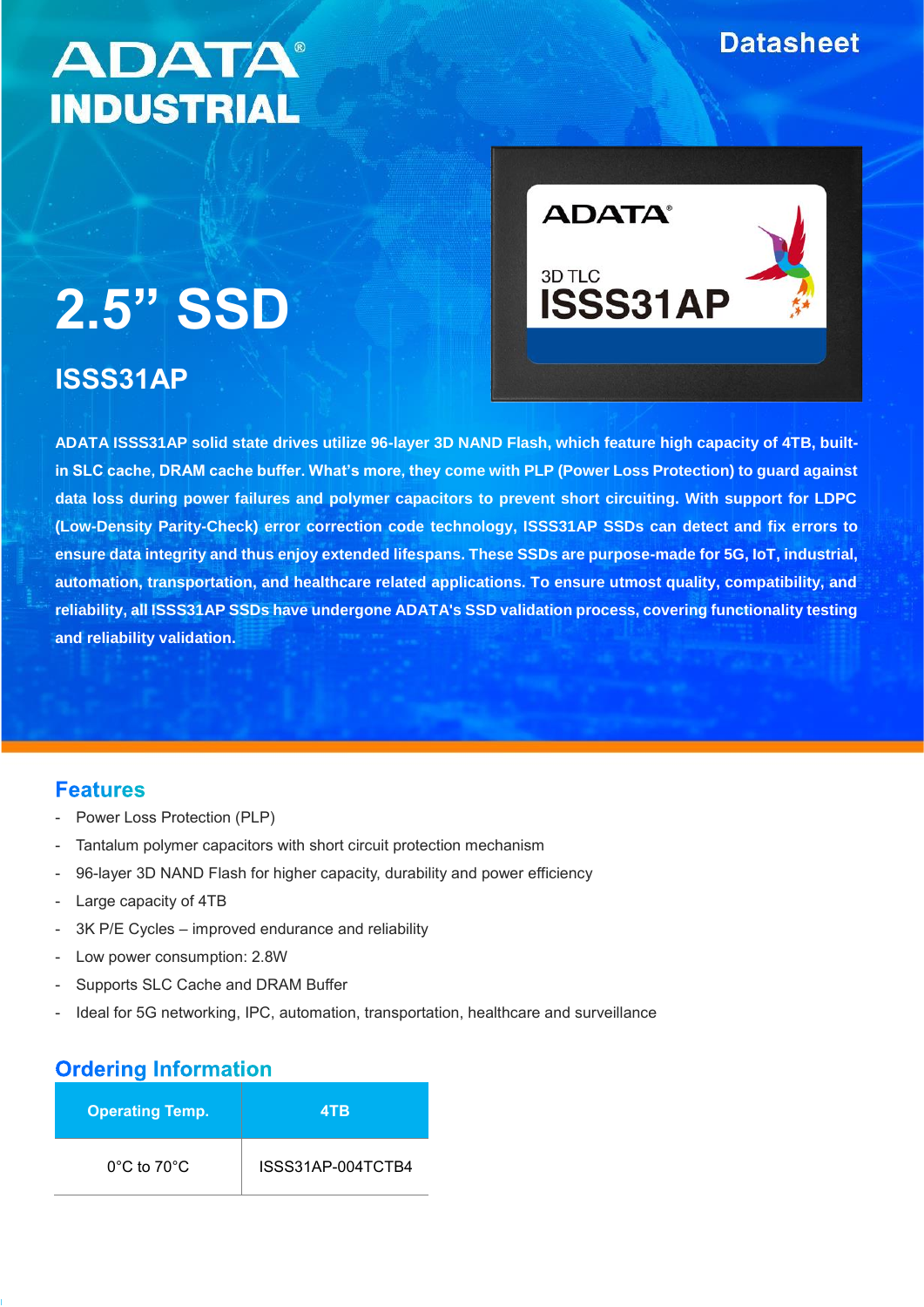ADATA INDUSTRIAL

Datasheet

# 2.5" SSD

## ISSS31AP

**ADATA ISSS31AP solid state drives utilize 96-layer 3D NAND Flash, which feature high capacity of 4TB, built-in SLC cache, DRAM cache buffer. What's more, they come with PLP (Power Loss Protection) to guard against data loss during power failures and polymer capacitors to prevent short circuiting. With support for LDPC (Low-Density Parity-Check) error correction code technology, ISSS31AP SSDs can detect and fix errors to ensure data integrity and thus enjoy extended lifespans. These SSDs are purpose-made for 5G, IoT, industrial, automation, transportation, and healthcare related applications. To ensure utmost quality, compatibility, and reliability, all ISSS31AP SSDs have undergone ADATA's SSD validation process, covering functionality testing and reliability validation.**

## Features

- Power Loss Protection (PLP)
- Tantalum polymer capacitors with short circuit protection mechanism
- 96-layer 3D NAND Flash for higher capacity, durability and power efficiency
- Large capacity of 4TB
- 3K P/E Cycles – improved endurance and reliability
- Low power consumption: 2.8W
- Supports SLC Cache and DRAM Buffer
- Ideal for 5G networking, IPC, automation, transportation, healthcare and surveillance

## Ordering Information

| Operating Temp. | 4TB |
|---|---|
| 0°C to 70°C | ISSS31AP-004TCTB4 |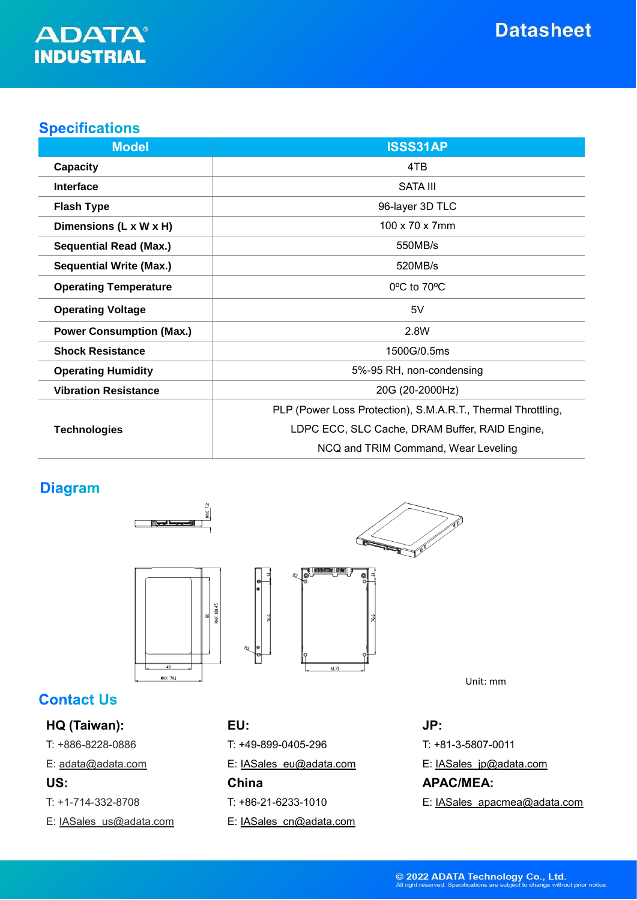## Specifications

| Model | ISSS31AP |
|---|---|
| Capacity | 4TB |
| Interface | SATA III |
| Flash Type | 96-layer 3D TLC |
| Dimensions (L x W x H) | 100 x 70 x 7mm |
| Sequential Read (Max.) | 550MB/s |
| Sequential Write (Max.) | 520MB/s |
| Operating Temperature | 0ºC to 70ºC |
| Operating Voltage | 5V |
| Power Consumption (Max.) | 2.8W |
| Shock Resistance | 1500G/0.5ms |
| Operating Humidity | 5%-95 RH, non-condensing |
| Vibration Resistance | 20G (20-2000Hz) |
| Technologies | PLP (Power Loss Protection), S.M.A.R.T., Thermal Throttling, LDPC ECC, SLC Cache, DRAM Buffer, RAID Engine, NCQ and TRIM Command, Wear Leveling |

## Diagram

MAX 7.2

80

MAX 100.45

48

MAX 70.1

14

76.6

M3

M3

14

76.6

61.71

Unit: mm

## Contact Us

**HQ (Taiwan):**

T: +886-8228-0886

E: adata@adata.com

**US:**

T: +1-714-332-8708

E: IASales_us@adata.com

**EU:**

T: +49-899-0405-296

E: IASales_eu@adata.com

**China**

T: +86-21-6233-1010

E: IASales_cn@adata.com

**JP:**

T: +81-3-5807-0011

E: IASales_jp@adata.com

**APAC/MEA:**

E: IASales_apacmea@adata.com